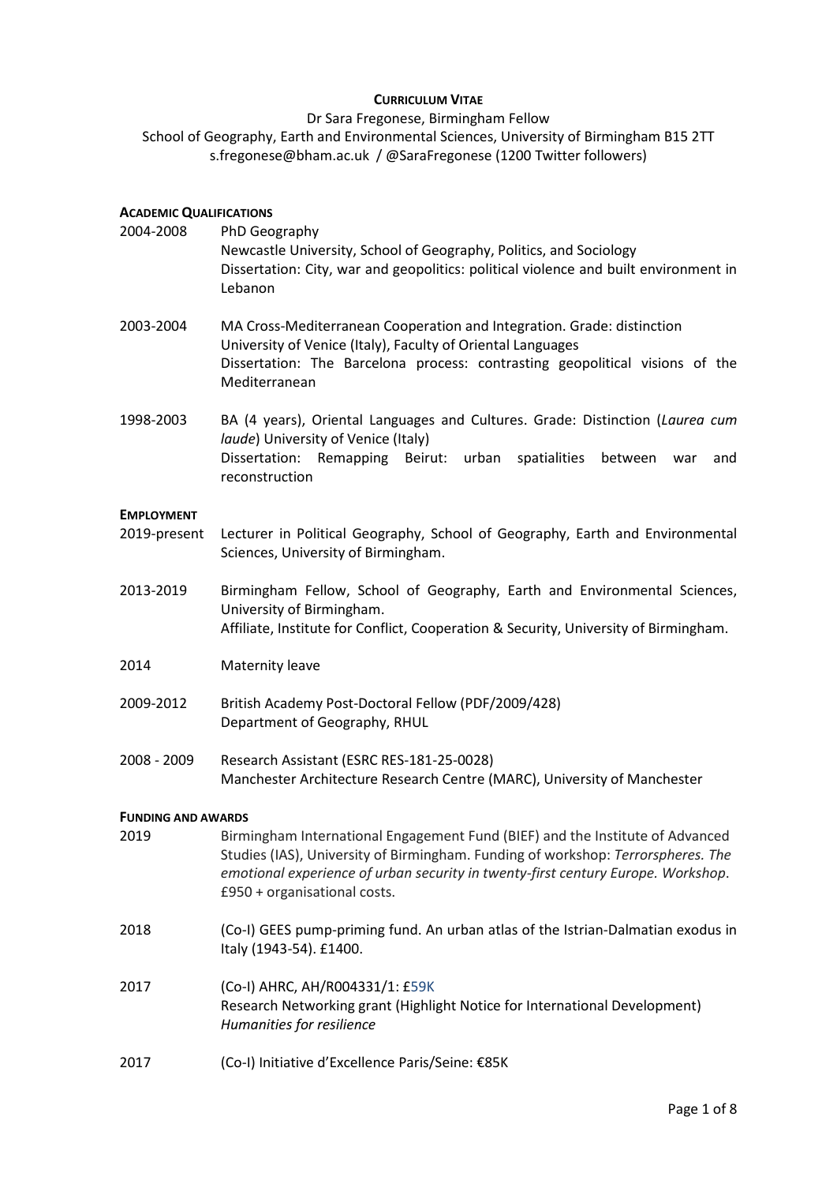**CURRICULUM VITAE**

Dr Sara Fregonese, Birmingham Fellow
School of Geography, Earth and Environmental Sciences, University of Birmingham B15 2TT
s.fregonese@bham.ac.uk / @SaraFregonese (1200 Twitter followers)

## ACADEMIC QUALIFICATIONS

**2004-2008** PhD Geography
Newcastle University, School of Geography, Politics, and Sociology
Dissertation: City, war and geopolitics: political violence and built environment in Lebanon

**2003-2004** MA Cross-Mediterranean Cooperation and Integration. Grade: distinction
University of Venice (Italy), Faculty of Oriental Languages
Dissertation: The Barcelona process: contrasting geopolitical visions of the Mediterranean

**1998-2003** BA (4 years), Oriental Languages and Cultures. Grade: Distinction (*Laurea cum laude*) University of Venice (Italy)
Dissertation: Remapping Beirut: urban spatialities between war and reconstruction

## EMPLOYMENT

**2019-present** Lecturer in Political Geography, School of Geography, Earth and Environmental Sciences, University of Birmingham.

**2013-2019** Birmingham Fellow, School of Geography, Earth and Environmental Sciences, University of Birmingham.
Affiliate, Institute for Conflict, Cooperation & Security, University of Birmingham.

**2014** Maternity leave

**2009-2012** British Academy Post-Doctoral Fellow (PDF/2009/428)
Department of Geography, RHUL

**2008 - 2009** Research Assistant (ESRC RES-181-25-0028)
Manchester Architecture Research Centre (MARC), University of Manchester

## FUNDING AND AWARDS

**2019** Birmingham International Engagement Fund (BIEF) and the Institute of Advanced Studies (IAS), University of Birmingham. Funding of workshop: *Terrorspheres. The emotional experience of urban security in twenty-first century Europe. Workshop*. £950 + organisational costs.

**2018** (Co-I) GEES pump-priming fund. An urban atlas of the Istrian-Dalmatian exodus in Italy (1943-54). £1400.

**2017** (Co-I) AHRC, AH/R004331/1: £59K
Research Networking grant (Highlight Notice for International Development)
*Humanities for resilience*

**2017** (Co-I) Initiative d'Excellence Paris/Seine: €85K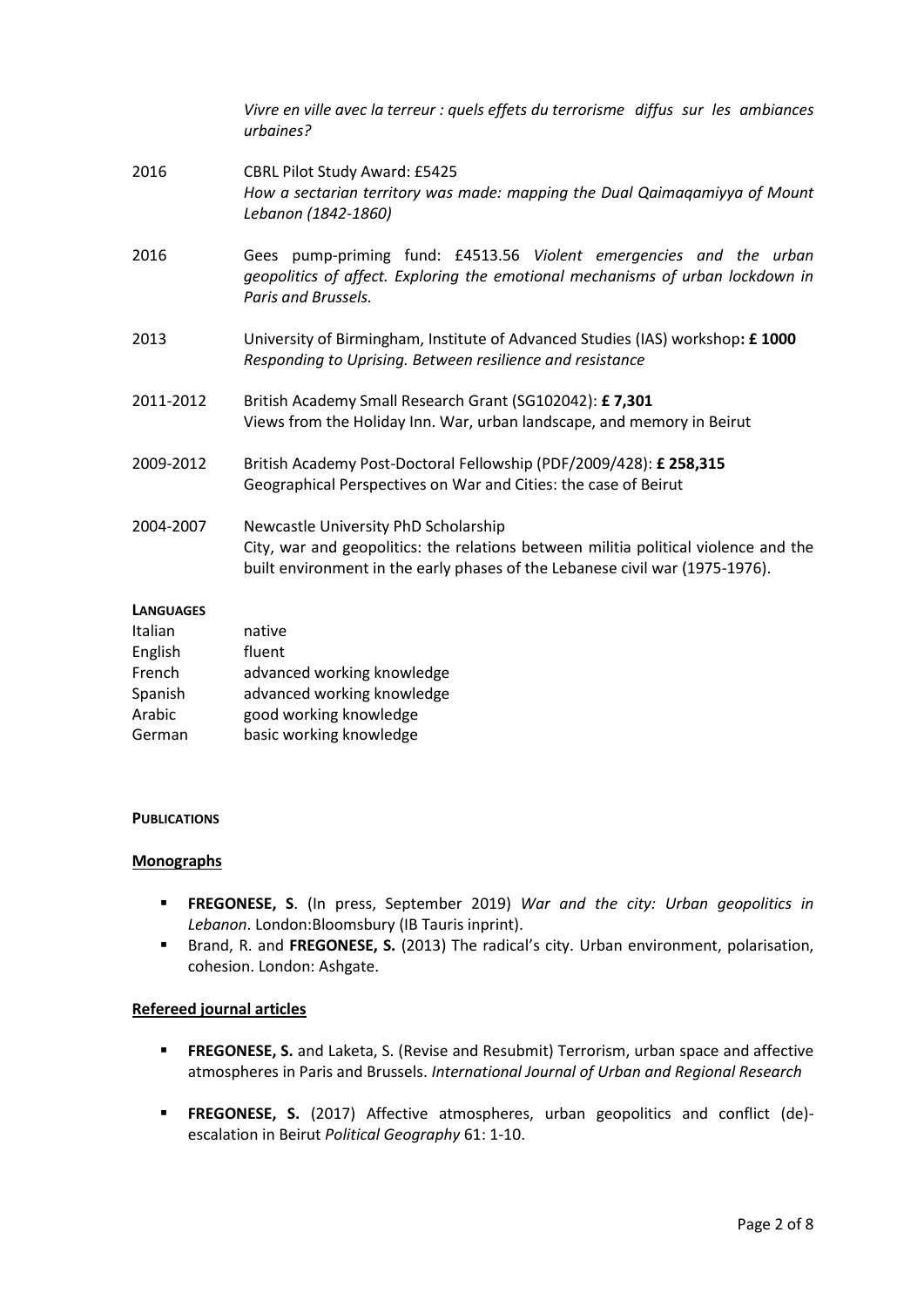*Vivre en ville avec la terreur : quels effets du terrorisme diffus sur les ambiances urbaines?*

2016 CBRL Pilot Study Award: £5425
*How a sectarian territory was made: mapping the Dual Qaimaqamiyya of Mount Lebanon (1842-1860)*

2016 Gees pump-priming fund: £4513.56 *Violent emergencies and the urban geopolitics of affect. Exploring the emotional mechanisms of urban lockdown in Paris and Brussels.*

2013 University of Birmingham, Institute of Advanced Studies (IAS) workshop**: £ 1000**
*Responding to Uprising. Between resilience and resistance*

2011-2012 British Academy Small Research Grant (SG102042): **£ 7,301**
Views from the Holiday Inn. War, urban landscape, and memory in Beirut

2009-2012 British Academy Post-Doctoral Fellowship (PDF/2009/428): **£ 258,315**
Geographical Perspectives on War and Cities: the case of Beirut

2004-2007 Newcastle University PhD Scholarship
City, war and geopolitics: the relations between militia political violence and the built environment in the early phases of the Lebanese civil war (1975-1976).

**LANGUAGES**

| | |
|---|---|
| Italian | native |
| English | fluent |
| French | advanced working knowledge |
| Spanish | advanced working knowledge |
| Arabic | good working knowledge |
| German | basic working knowledge |

**PUBLICATIONS**

**Monographs**

- **FREGONESE, S**. (In press, September 2019) *War and the city: Urban geopolitics in Lebanon*. London:Bloomsbury (IB Tauris inprint).
- Brand, R. and **FREGONESE, S.** (2013) The radical's city. Urban environment, polarisation, cohesion. London: Ashgate.

**Refereed journal articles**

- **FREGONESE, S.** and Laketa, S. (Revise and Resubmit) Terrorism, urban space and affective atmospheres in Paris and Brussels. *International Journal of Urban and Regional Research*
- **FREGONESE, S.** (2017) Affective atmospheres, urban geopolitics and conflict (de)-escalation in Beirut *Political Geography* 61: 1-10.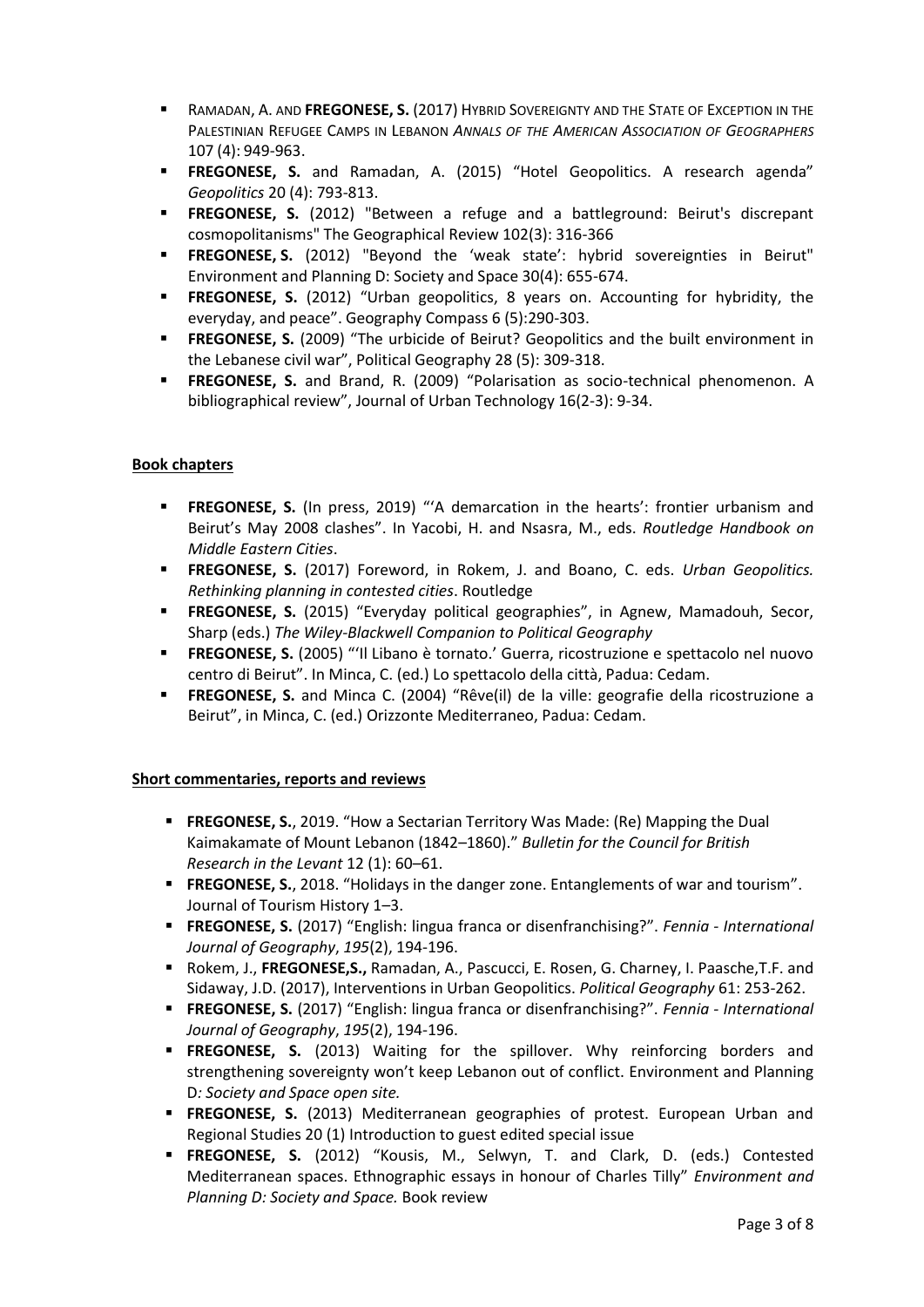- Ramadan, A. and **Fregonese, S.** (2017) Hybrid Sovereignty and the State of Exception in the Palestinian Refugee Camps in Lebanon *Annals of the American Association of Geographers* 107 (4): 949-963.
- **FREGONESE, S.** and Ramadan, A. (2015) "Hotel Geopolitics. A research agenda" *Geopolitics* 20 (4): 793-813.
- **FREGONESE, S.** (2012) "Between a refuge and a battleground: Beirut's discrepant cosmopolitanisms" The Geographical Review 102(3): 316-366
- **FREGONESE, S.** (2012) "Beyond the 'weak state': hybrid sovereignties in Beirut" Environment and Planning D: Society and Space 30(4): 655-674.
- **FREGONESE, S.** (2012) "Urban geopolitics, 8 years on. Accounting for hybridity, the everyday, and peace". Geography Compass 6 (5):290-303.
- **FREGONESE, S.** (2009) "The urbicide of Beirut? Geopolitics and the built environment in the Lebanese civil war", Political Geography 28 (5): 309-318.
- **FREGONESE, S.** and Brand, R. (2009) "Polarisation as socio-technical phenomenon. A bibliographical review", Journal of Urban Technology 16(2-3): 9-34.

**Book chapters**

- **FREGONESE, S.** (In press, 2019) "'A demarcation in the hearts': frontier urbanism and Beirut's May 2008 clashes". In Yacobi, H. and Nsasra, M., eds. *Routledge Handbook on Middle Eastern Cities*.
- **FREGONESE, S.** (2017) Foreword, in Rokem, J. and Boano, C. eds. *Urban Geopolitics. Rethinking planning in contested cities*. Routledge
- **FREGONESE, S.** (2015) "Everyday political geographies", in Agnew, Mamadouh, Secor, Sharp (eds.) *The Wiley-Blackwell Companion to Political Geography*
- **FREGONESE, S.** (2005) "'Il Libano è tornato.' Guerra, ricostruzione e spettacolo nel nuovo centro di Beirut". In Minca, C. (ed.) Lo spettacolo della città, Padua: Cedam.
- **FREGONESE, S.** and Minca C. (2004) "Rêve(il) de la ville: geografie della ricostruzione a Beirut", in Minca, C. (ed.) Orizzonte Mediterraneo, Padua: Cedam.

**Short commentaries, reports and reviews**

- **FREGONESE, S.**, 2019. "How a Sectarian Territory Was Made: (Re) Mapping the Dual Kaimakamate of Mount Lebanon (1842–1860)." *Bulletin for the Council for British Research in the Levant* 12 (1): 60–61.
- **FREGONESE, S.**, 2018. "Holidays in the danger zone. Entanglements of war and tourism". Journal of Tourism History 1–3.
- **FREGONESE, S.** (2017) "English: lingua franca or disenfranchising?". *Fennia - International Journal of Geography*, *195*(2), 194-196.
- Rokem, J., **FREGONESE,S.,** Ramadan, A., Pascucci, E. Rosen, G. Charney, I. Paasche,T.F. and Sidaway, J.D. (2017), Interventions in Urban Geopolitics. *Political Geography* 61: 253-262.
- **FREGONESE, S.** (2017) "English: lingua franca or disenfranchising?". *Fennia - International Journal of Geography*, *195*(2), 194-196.
- **FREGONESE, S.** (2013) Waiting for the spillover. Why reinforcing borders and strengthening sovereignty won't keep Lebanon out of conflict. Environment and Planning D*: Society and Space open site.*
- **FREGONESE, S.** (2013) Mediterranean geographies of protest. European Urban and Regional Studies 20 (1) Introduction to guest edited special issue
- **FREGONESE, S.** (2012) "Kousis, M., Selwyn, T. and Clark, D. (eds.) Contested Mediterranean spaces. Ethnographic essays in honour of Charles Tilly" *Environment and Planning D: Society and Space.* Book review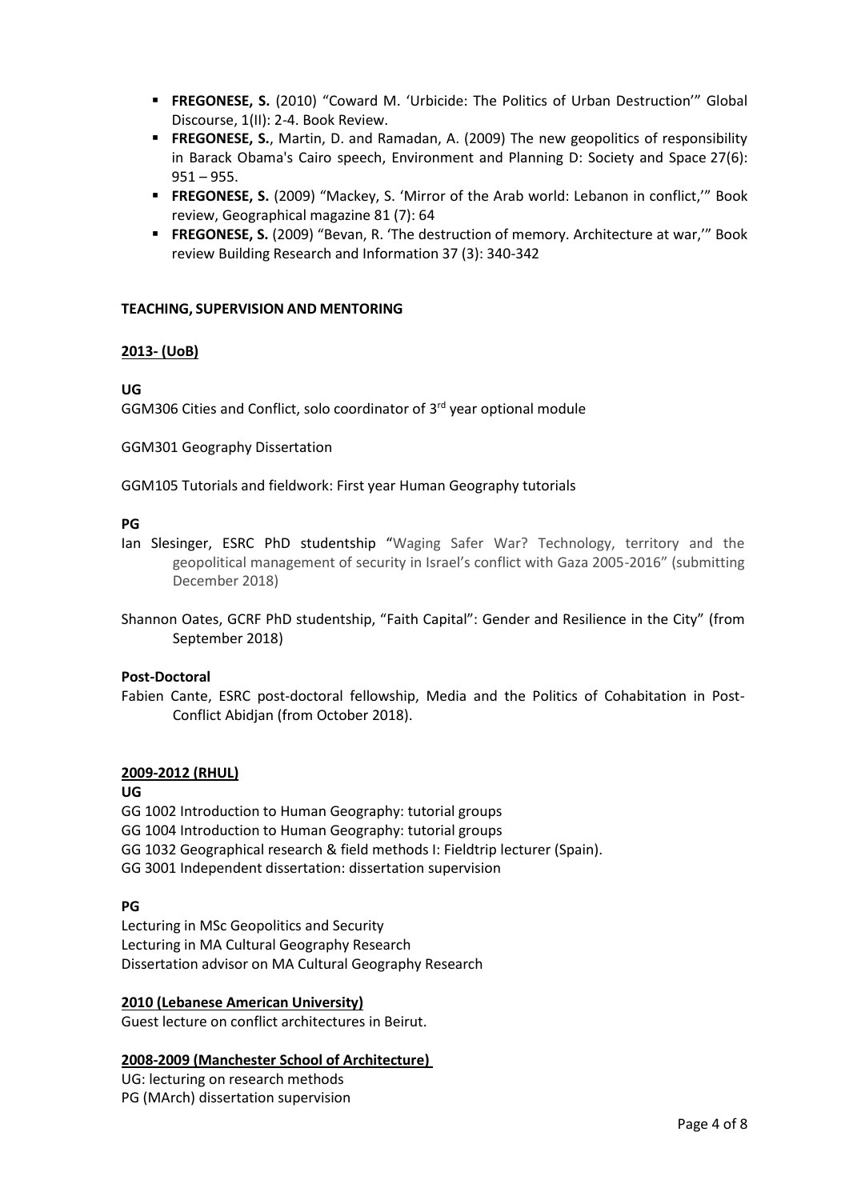- **FREGONESE, S.** (2010) "Coward M. 'Urbicide: The Politics of Urban Destruction'" Global Discourse, 1(II): 2-4. Book Review.
- **FREGONESE, S.**, Martin, D. and Ramadan, A. (2009) The new geopolitics of responsibility in Barack Obama's Cairo speech, Environment and Planning D: Society and Space 27(6): 951 – 955.
- **FREGONESE, S.** (2009) "Mackey, S. 'Mirror of the Arab world: Lebanon in conflict,'" Book review, Geographical magazine 81 (7): 64
- **FREGONESE, S.** (2009) "Bevan, R. 'The destruction of memory. Architecture at war,'" Book review Building Research and Information 37 (3): 340-342

## TEACHING, SUPERVISION AND MENTORING

### 2013- (UoB)

**UG**

GGM306 Cities and Conflict, solo coordinator of 3rd year optional module

GGM301 Geography Dissertation

GGM105 Tutorials and fieldwork: First year Human Geography tutorials

**PG**

Ian Slesinger, ESRC PhD studentship "Waging Safer War? Technology, territory and the geopolitical management of security in Israel's conflict with Gaza 2005-2016" (submitting December 2018)

Shannon Oates, GCRF PhD studentship, "Faith Capital": Gender and Resilience in the City" (from September 2018)

**Post-Doctoral**

Fabien Cante, ESRC post-doctoral fellowship, Media and the Politics of Cohabitation in Post-Conflict Abidjan (from October 2018).

### 2009-2012 (RHUL)

**UG**

GG 1002 Introduction to Human Geography: tutorial groups
GG 1004 Introduction to Human Geography: tutorial groups
GG 1032 Geographical research & field methods I: Fieldtrip lecturer (Spain).
GG 3001 Independent dissertation: dissertation supervision

**PG**

Lecturing in MSc Geopolitics and Security
Lecturing in MA Cultural Geography Research
Dissertation advisor on MA Cultural Geography Research

### 2010 (Lebanese American University)

Guest lecture on conflict architectures in Beirut.

### 2008-2009 (Manchester School of Architecture)

UG: lecturing on research methods
PG (MArch) dissertation supervision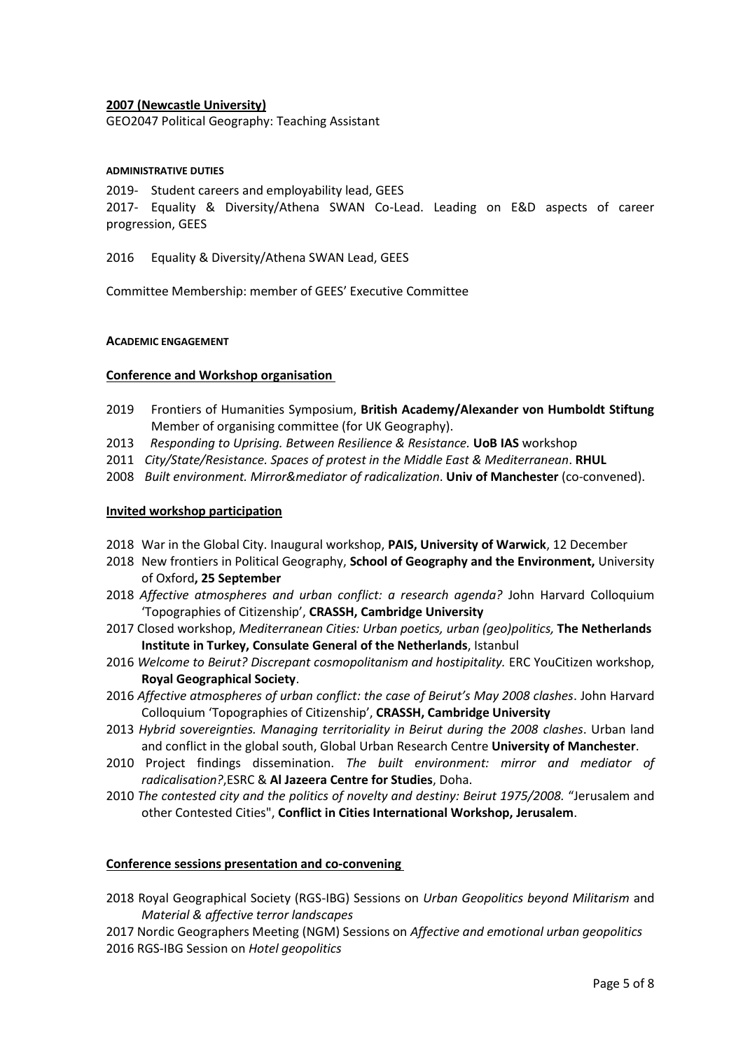**2007 (Newcastle University)**

GEO2047 Political Geography: Teaching Assistant

#### ADMINISTRATIVE DUTIES

2019- Student careers and employability lead, GEES

2017- Equality & Diversity/Athena SWAN Co-Lead. Leading on E&D aspects of career progression, GEES

2016 Equality & Diversity/Athena SWAN Lead, GEES

Committee Membership: member of GEES' Executive Committee

#### ACADEMIC ENGAGEMENT

**Conference and Workshop organisation**

- 2019 Frontiers of Humanities Symposium, **British Academy/Alexander von Humboldt Stiftung** Member of organising committee (for UK Geography).
- 2013 *Responding to Uprising. Between Resilience & Resistance.* **UoB IAS** workshop
- 2011 *City/State/Resistance. Spaces of protest in the Middle East & Mediterranean*. **RHUL**
- 2008 *Built environment. Mirror&mediator of radicalization*. **Univ of Manchester** (co-convened).

**Invited workshop participation**

- 2018 War in the Global City. Inaugural workshop, **PAIS, University of Warwick**, 12 December
- 2018 New frontiers in Political Geography, **School of Geography and the Environment,** University of Oxford**, 25 September**
- 2018 *Affective atmospheres and urban conflict: a research agenda?* John Harvard Colloquium 'Topographies of Citizenship', **CRASSH, Cambridge University**
- 2017 Closed workshop, *Mediterranean Cities: Urban poetics, urban (geo)politics,* **The Netherlands Institute in Turkey, Consulate General of the Netherlands**, Istanbul
- 2016 *Welcome to Beirut? Discrepant cosmopolitanism and hostipitality.* ERC YouCitizen workshop, **Royal Geographical Society**.
- 2016 *Affective atmospheres of urban conflict: the case of Beirut's May 2008 clashes*. John Harvard Colloquium 'Topographies of Citizenship', **CRASSH, Cambridge University**
- 2013 *Hybrid sovereignties. Managing territoriality in Beirut during the 2008 clashes*. Urban land and conflict in the global south, Global Urban Research Centre **University of Manchester**.
- 2010 Project findings dissemination. *The built environment: mirror and mediator of radicalisation?*,ESRC & **Al Jazeera Centre for Studies**, Doha.
- 2010 *The contested city and the politics of novelty and destiny: Beirut 1975/2008.* "Jerusalem and other Contested Cities", **Conflict in Cities International Workshop, Jerusalem**.

**Conference sessions presentation and co-convening**

- 2018 Royal Geographical Society (RGS-IBG) Sessions on *Urban Geopolitics beyond Militarism* and *Material & affective terror landscapes*
- 2017 Nordic Geographers Meeting (NGM) Sessions on *Affective and emotional urban geopolitics*
- 2016 RGS-IBG Session on *Hotel geopolitics*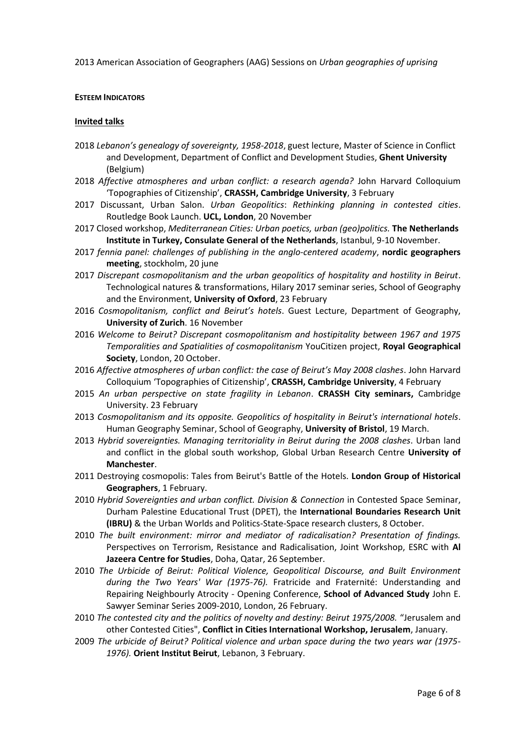2013 American Association of Geographers (AAG) Sessions on *Urban geographies of uprising*

**ESTEEM INDICATORS**

**Invited talks**

2018 *Lebanon's genealogy of sovereignty, 1958-2018*, guest lecture, Master of Science in Conflict and Development, Department of Conflict and Development Studies, **Ghent University** (Belgium)

2018 *Affective atmospheres and urban conflict: a research agenda?* John Harvard Colloquium 'Topographies of Citizenship', **CRASSH, Cambridge University**, 3 February

2017 Discussant, Urban Salon. *Urban Geopolitics*: *Rethinking planning in contested cities*. Routledge Book Launch. **UCL, London**, 20 November

2017 Closed workshop, *Mediterranean Cities: Urban poetics, urban (geo)politics.* **The Netherlands Institute in Turkey, Consulate General of the Netherlands**, Istanbul, 9-10 November.

2017 *fennia panel: challenges of publishing in the anglo-centered academy*, **nordic geographers meeting**, stockholm, 20 june

2017 *Discrepant cosmopolitanism and the urban geopolitics of hospitality and hostility in Beirut*. Technological natures & transformations, Hilary 2017 seminar series, School of Geography and the Environment, **University of Oxford**, 23 February

2016 *Cosmopolitanism, conflict and Beirut's hotels*. Guest Lecture, Department of Geography, **University of Zurich**. 16 November

2016 *Welcome to Beirut? Discrepant cosmopolitanism and hostipitality between 1967 and 1975 Temporalities and Spatialities of cosmopolitanism* YouCitizen project, **Royal Geographical Society**, London, 20 October.

2016 *Affective atmospheres of urban conflict: the case of Beirut's May 2008 clashes*. John Harvard Colloquium 'Topographies of Citizenship', **CRASSH, Cambridge University**, 4 February

2015 *An urban perspective on state fragility in Lebanon*. **CRASSH City seminars,** Cambridge University. 23 February

2013 *Cosmopolitanism and its opposite. Geopolitics of hospitality in Beirut's international hotels*. Human Geography Seminar, School of Geography, **University of Bristol**, 19 March.

2013 *Hybrid sovereignties. Managing territoriality in Beirut during the 2008 clashes*. Urban land and conflict in the global south workshop, Global Urban Research Centre **University of Manchester**.

2011 Destroying cosmopolis: Tales from Beirut's Battle of the Hotels. **London Group of Historical Geographers**, 1 February.

2010 *Hybrid Sovereignties and urban conflict. Division & Connection* in Contested Space Seminar, Durham Palestine Educational Trust (DPET), the **International Boundaries Research Unit (IBRU)** & the Urban Worlds and Politics-State-Space research clusters, 8 October.

2010 *The built environment: mirror and mediator of radicalisation? Presentation of findings.* Perspectives on Terrorism, Resistance and Radicalisation, Joint Workshop, ESRC with **Al Jazeera Centre for Studies**, Doha, Qatar, 26 September.

2010 *The Urbicide of Beirut: Political Violence, Geopolitical Discourse, and Built Environment during the Two Years' War (1975-76).* Fratricide and Fraternité: Understanding and Repairing Neighbourly Atrocity - Opening Conference, **School of Advanced Study** John E. Sawyer Seminar Series 2009-2010, London, 26 February.

2010 *The contested city and the politics of novelty and destiny: Beirut 1975/2008.* "Jerusalem and other Contested Cities", **Conflict in Cities International Workshop, Jerusalem**, January.

2009 *The urbicide of Beirut? Political violence and urban space during the two years war (1975-1976).* **Orient Institut Beirut**, Lebanon, 3 February.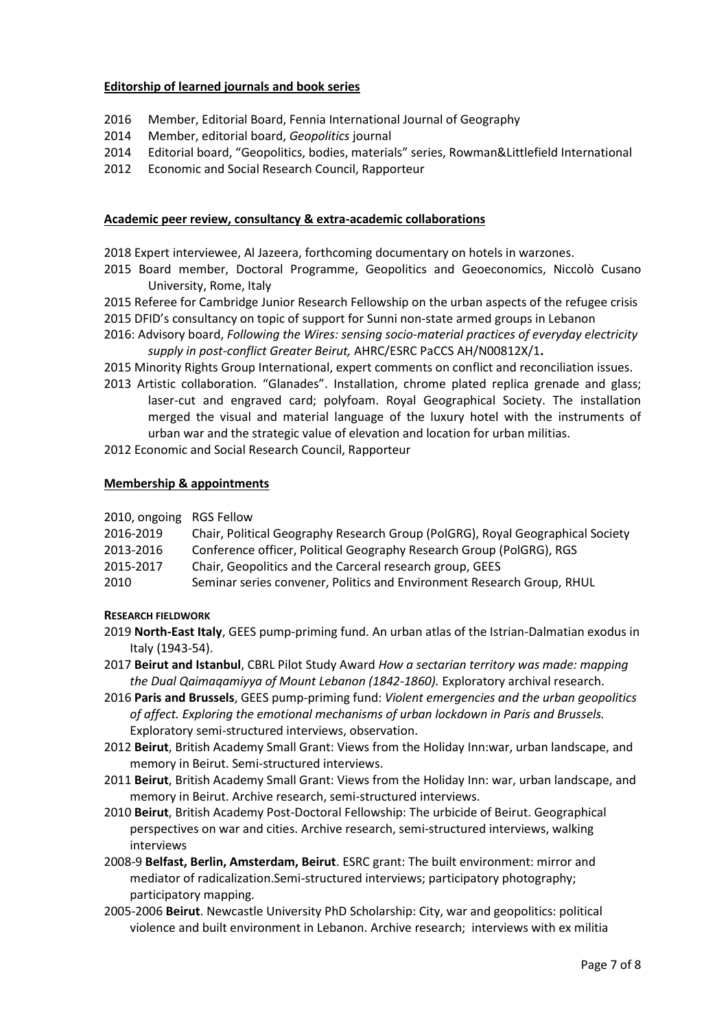## Editorship of learned journals and book series

2016 Member, Editorial Board, Fennia International Journal of Geography
2014 Member, editorial board, *Geopolitics* journal
2014 Editorial board, "Geopolitics, bodies, materials" series, Rowman&Littlefield International
2012 Economic and Social Research Council, Rapporteur

## Academic peer review, consultancy & extra-academic collaborations

2018 Expert interviewee, Al Jazeera, forthcoming documentary on hotels in warzones.
2015 Board member, Doctoral Programme, Geopolitics and Geoeconomics, Niccolò Cusano University, Rome, Italy
2015 Referee for Cambridge Junior Research Fellowship on the urban aspects of the refugee crisis
2015 DFID's consultancy on topic of support for Sunni non-state armed groups in Lebanon
2016: Advisory board, *Following the Wires: sensing socio-material practices of everyday electricity supply in post-conflict Greater Beirut,* AHRC/ESRC PaCCS AH/N00812X/1**.**
2015 Minority Rights Group International, expert comments on conflict and reconciliation issues.
2013 Artistic collaboration. "Glanades". Installation, chrome plated replica grenade and glass; laser-cut and engraved card; polyfoam. Royal Geographical Society. The installation merged the visual and material language of the luxury hotel with the instruments of urban war and the strategic value of elevation and location for urban militias.
2012 Economic and Social Research Council, Rapporteur

## Membership & appointments

2010, ongoing RGS Fellow
2016-2019 Chair, Political Geography Research Group (PolGRG), Royal Geographical Society
2013-2016 Conference officer, Political Geography Research Group (PolGRG), RGS
2015-2017 Chair, Geopolitics and the Carceral research group, GEES
2010 Seminar series convener, Politics and Environment Research Group, RHUL

## RESEARCH FIELDWORK

2019 **North-East Italy**, GEES pump-priming fund. An urban atlas of the Istrian-Dalmatian exodus in Italy (1943-54).
2017 **Beirut and Istanbul**, CBRL Pilot Study Award *How a sectarian territory was made: mapping the Dual Qaimaqamiyya of Mount Lebanon (1842-1860).* Exploratory archival research.
2016 **Paris and Brussels**, GEES pump-priming fund: *Violent emergencies and the urban geopolitics of affect. Exploring the emotional mechanisms of urban lockdown in Paris and Brussels.* Exploratory semi-structured interviews, observation.
2012 **Beirut**, British Academy Small Grant: Views from the Holiday Inn:war, urban landscape, and memory in Beirut. Semi-structured interviews.
2011 **Beirut**, British Academy Small Grant: Views from the Holiday Inn: war, urban landscape, and memory in Beirut. Archive research, semi-structured interviews.
2010 **Beirut**, British Academy Post-Doctoral Fellowship: The urbicide of Beirut. Geographical perspectives on war and cities. Archive research, semi-structured interviews, walking interviews
2008-9 **Belfast, Berlin, Amsterdam, Beirut**. ESRC grant: The built environment: mirror and mediator of radicalization.Semi-structured interviews; participatory photography; participatory mapping.
2005-2006 **Beirut**. Newcastle University PhD Scholarship: City, war and geopolitics: political violence and built environment in Lebanon. Archive research; interviews with ex militia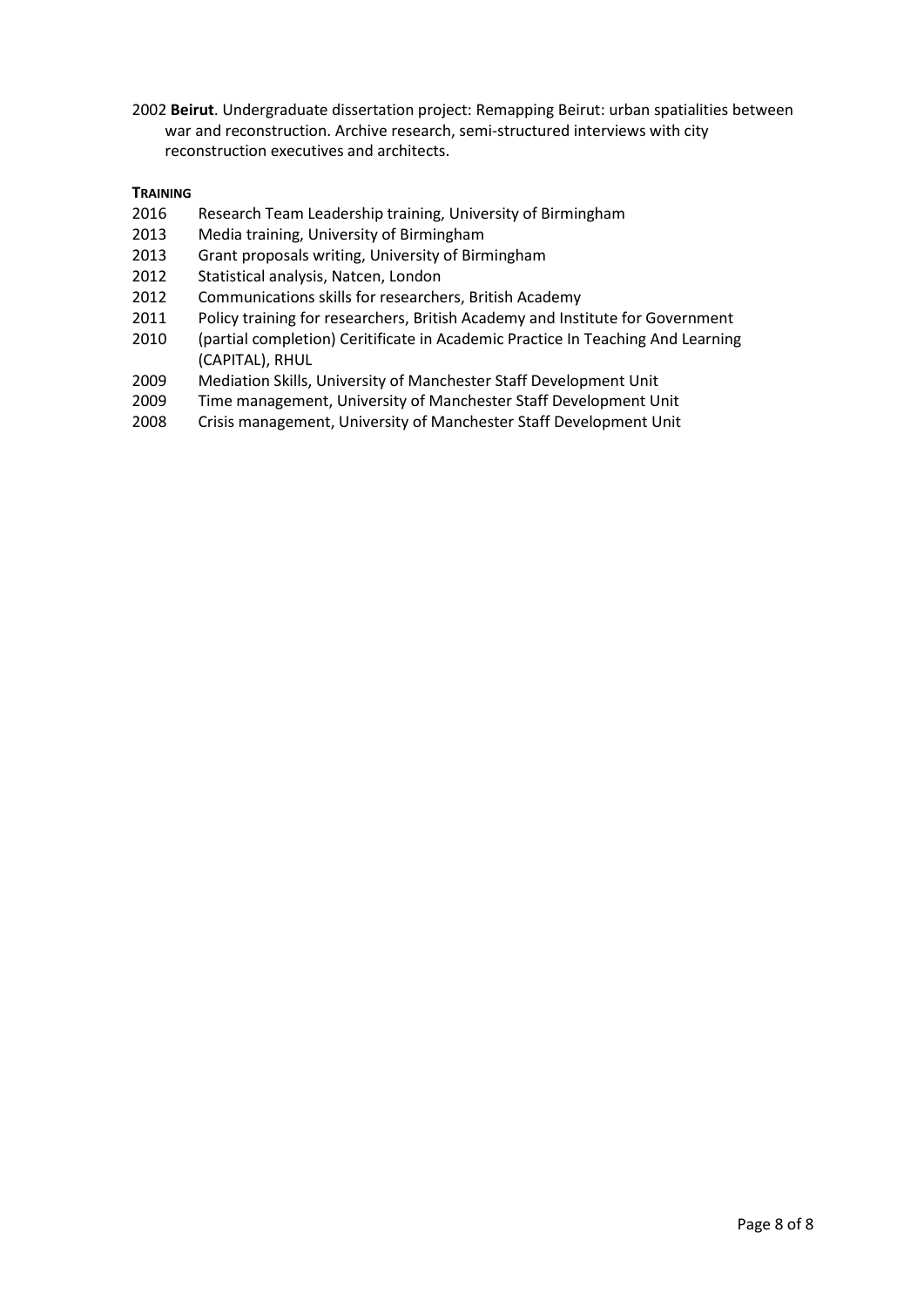2002 **Beirut**. Undergraduate dissertation project: Remapping Beirut: urban spatialities between war and reconstruction. Archive research, semi-structured interviews with city reconstruction executives and architects.

**TRAINING**

2016 Research Team Leadership training, University of Birmingham
2013 Media training, University of Birmingham
2013 Grant proposals writing, University of Birmingham
2012 Statistical analysis, Natcen, London
2012 Communications skills for researchers, British Academy
2011 Policy training for researchers, British Academy and Institute for Government
2010 (partial completion) Ceritificate in Academic Practice In Teaching And Learning (CAPITAL), RHUL
2009 Mediation Skills, University of Manchester Staff Development Unit
2009 Time management, University of Manchester Staff Development Unit
2008 Crisis management, University of Manchester Staff Development Unit